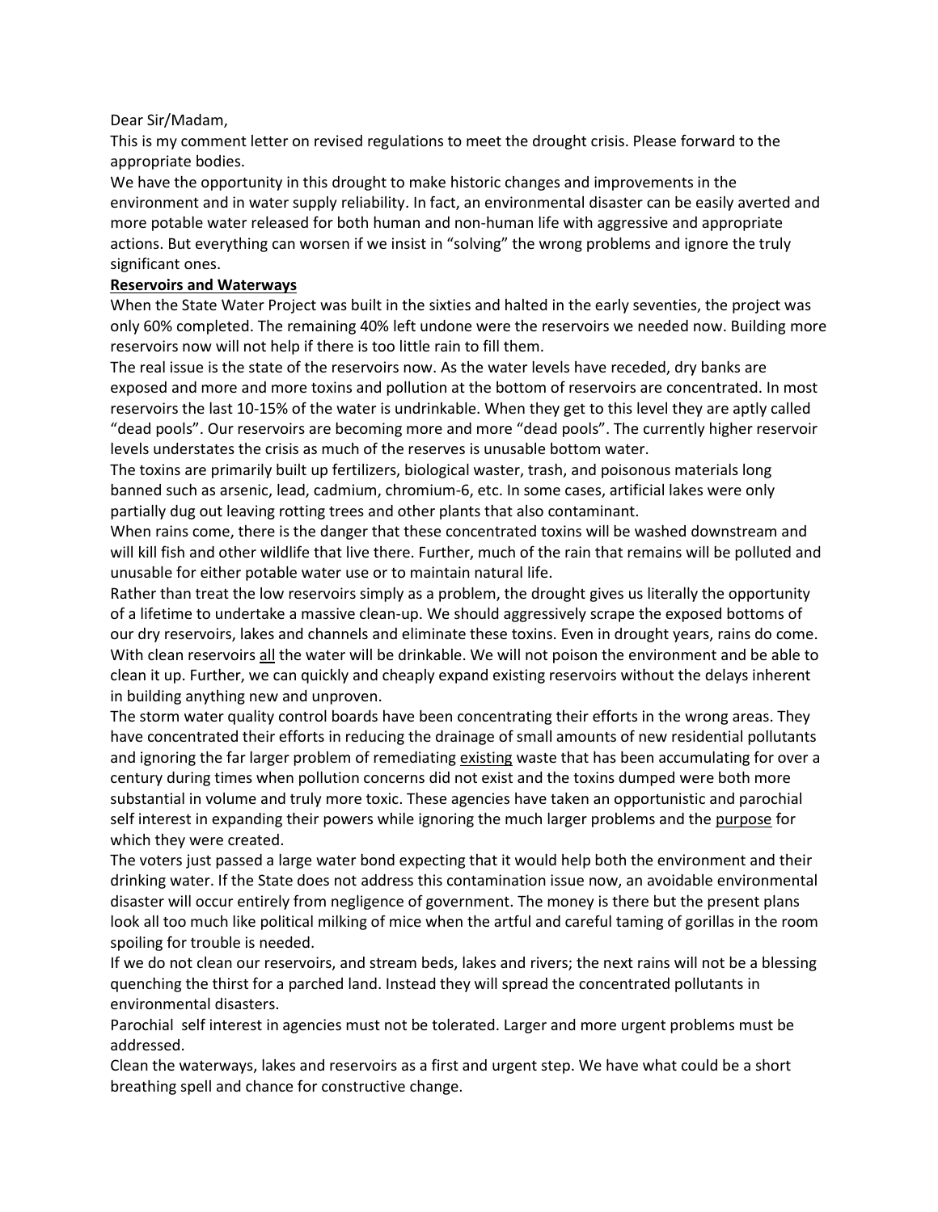Dear Sir/Madam,

This is my comment letter on revised regulations to meet the drought crisis. Please forward to the appropriate bodies.

We have the opportunity in this drought to make historic changes and improvements in the environment and in water supply reliability. In fact, an environmental disaster can be easily averted and more potable water released for both human and non-human life with aggressive and appropriate actions. But everything can worsen if we insist in "solving" the wrong problems and ignore the truly significant ones.

**<u>Reservoirs and Waterways</u>**

When the State Water Project was built in the sixties and halted in the early seventies, the project was only 60% completed. The remaining 40% left undone were the reservoirs we needed now. Building more reservoirs now will not help if there is too little rain to fill them.

The real issue is the state of the reservoirs now. As the water levels have receded, dry banks are exposed and more and more toxins and pollution at the bottom of reservoirs are concentrated. In most reservoirs the last 10-15% of the water is undrinkable. When they get to this level they are aptly called "dead pools". Our reservoirs are becoming more and more "dead pools". The currently higher reservoir levels understates the crisis as much of the reserves is unusable bottom water.

The toxins are primarily built up fertilizers, biological waster, trash, and poisonous materials long banned such as arsenic, lead, cadmium, chromium-6, etc. In some cases, artificial lakes were only partially dug out leaving rotting trees and other plants that also contaminant.

When rains come, there is the danger that these concentrated toxins will be washed downstream and will kill fish and other wildlife that live there. Further, much of the rain that remains will be polluted and unusable for either potable water use or to maintain natural life.

Rather than treat the low reservoirs simply as a problem, the drought gives us literally the opportunity of a lifetime to undertake a massive clean-up. We should aggressively scrape the exposed bottoms of our dry reservoirs, lakes and channels and eliminate these toxins. Even in drought years, rains do come. With clean reservoirs <u>all</u> the water will be drinkable. We will not poison the environment and be able to clean it up. Further, we can quickly and cheaply expand existing reservoirs without the delays inherent in building anything new and unproven.

The storm water quality control boards have been concentrating their efforts in the wrong areas. They have concentrated their efforts in reducing the drainage of small amounts of new residential pollutants and ignoring the far larger problem of remediating <u>existing</u> waste that has been accumulating for over a century during times when pollution concerns did not exist and the toxins dumped were both more substantial in volume and truly more toxic. These agencies have taken an opportunistic and parochial self interest in expanding their powers while ignoring the much larger problems and the <u>purpose</u> for which they were created.

The voters just passed a large water bond expecting that it would help both the environment and their drinking water. If the State does not address this contamination issue now, an avoidable environmental disaster will occur entirely from negligence of government. The money is there but the present plans look all too much like political milking of mice when the artful and careful taming of gorillas in the room spoiling for trouble is needed.

If we do not clean our reservoirs, and stream beds, lakes and rivers; the next rains will not be a blessing quenching the thirst for a parched land. Instead they will spread the concentrated pollutants in environmental disasters.

Parochial self interest in agencies must not be tolerated. Larger and more urgent problems must be addressed.

Clean the waterways, lakes and reservoirs as a first and urgent step. We have what could be a short breathing spell and chance for constructive change.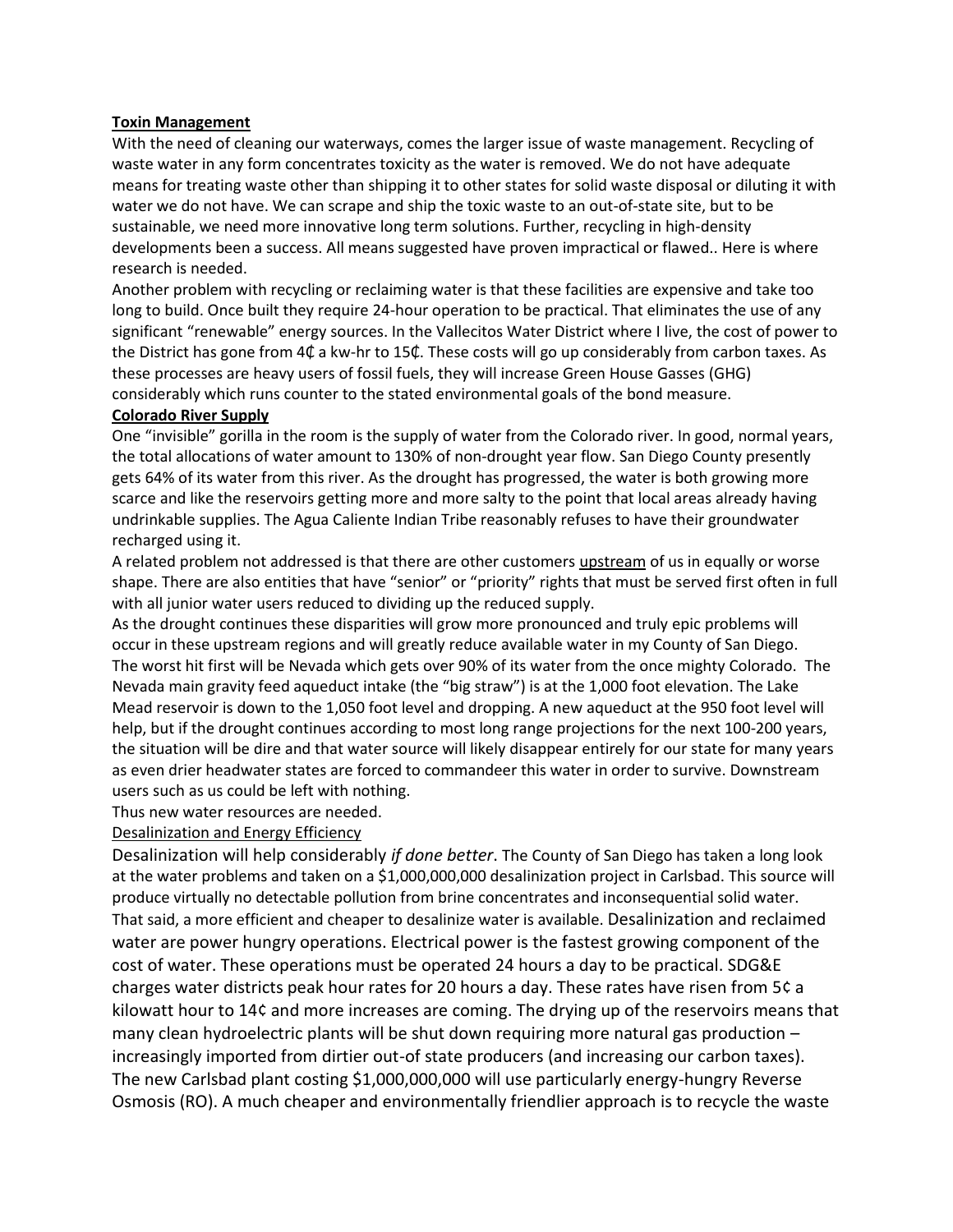**Toxin Management**

With the need of cleaning our waterways, comes the larger issue of waste management. Recycling of waste water in any form concentrates toxicity as the water is removed. We do not have adequate means for treating waste other than shipping it to other states for solid waste disposal or diluting it with water we do not have. We can scrape and ship the toxic waste to an out-of-state site, but to be sustainable, we need more innovative long term solutions. Further, recycling in high-density developments been a success. All means suggested have proven impractical or flawed.. Here is where research is needed.

Another problem with recycling or reclaiming water is that these facilities are expensive and take too long to build. Once built they require 24-hour operation to be practical. That eliminates the use of any significant "renewable" energy sources. In the Vallecitos Water District where I live, the cost of power to the District has gone from 4₵ a kw-hr to 15₵. These costs will go up considerably from carbon taxes. As these processes are heavy users of fossil fuels, they will increase Green House Gasses (GHG) considerably which runs counter to the stated environmental goals of the bond measure.

**Colorado River Supply**

One "invisible" gorilla in the room is the supply of water from the Colorado river. In good, normal years, the total allocations of water amount to 130% of non-drought year flow. San Diego County presently gets 64% of its water from this river. As the drought has progressed, the water is both growing more scarce and like the reservoirs getting more and more salty to the point that local areas already having undrinkable supplies. The Agua Caliente Indian Tribe reasonably refuses to have their groundwater recharged using it.

A related problem not addressed is that there are other customers upstream of us in equally or worse shape. There are also entities that have "senior" or "priority" rights that must be served first often in full with all junior water users reduced to dividing up the reduced supply.

As the drought continues these disparities will grow more pronounced and truly epic problems will occur in these upstream regions and will greatly reduce available water in my County of San Diego. The worst hit first will be Nevada which gets over 90% of its water from the once mighty Colorado. The Nevada main gravity feed aqueduct intake (the "big straw") is at the 1,000 foot elevation. The Lake Mead reservoir is down to the 1,050 foot level and dropping. A new aqueduct at the 950 foot level will help, but if the drought continues according to most long range projections for the next 100-200 years, the situation will be dire and that water source will likely disappear entirely for our state for many years as even drier headwater states are forced to commandeer this water in order to survive. Downstream users such as us could be left with nothing.

Thus new water resources are needed.

Desalinization and Energy Efficiency

Desalinization will help considerably *if done better*. The County of San Diego has taken a long look at the water problems and taken on a $1,000,000,000 desalinization project in Carlsbad. This source will produce virtually no detectable pollution from brine concentrates and inconsequential solid water. That said, a more efficient and cheaper to desalinize water is available. Desalinization and reclaimed water are power hungry operations. Electrical power is the fastest growing component of the cost of water. These operations must be operated 24 hours a day to be practical. SDG&E charges water districts peak hour rates for 20 hours a day. These rates have risen from 5¢ a kilowatt hour to 14¢ and more increases are coming. The drying up of the reservoirs means that many clean hydroelectric plants will be shut down requiring more natural gas production – increasingly imported from dirtier out-of state producers (and increasing our carbon taxes). The new Carlsbad plant costing $1,000,000,000 will use particularly energy-hungry Reverse Osmosis (RO). A much cheaper and environmentally friendlier approach is to recycle the waste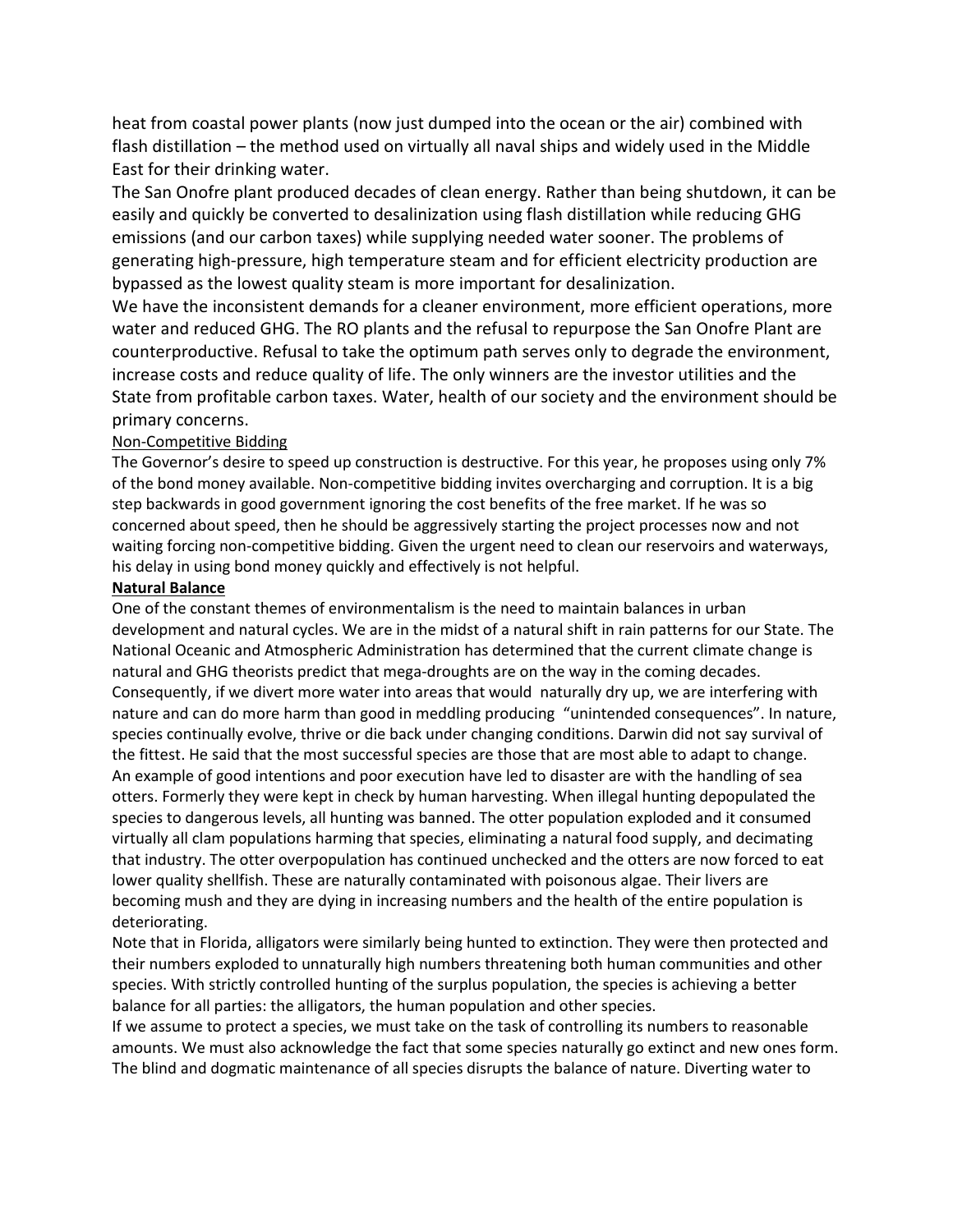heat from coastal power plants (now just dumped into the ocean or the air) combined with flash distillation – the method used on virtually all naval ships and widely used in the Middle East for their drinking water.

The San Onofre plant produced decades of clean energy. Rather than being shutdown, it can be easily and quickly be converted to desalinization using flash distillation while reducing GHG emissions (and our carbon taxes) while supplying needed water sooner. The problems of generating high-pressure, high temperature steam and for efficient electricity production are bypassed as the lowest quality steam is more important for desalinization.

We have the inconsistent demands for a cleaner environment, more efficient operations, more water and reduced GHG. The RO plants and the refusal to repurpose the San Onofre Plant are counterproductive. Refusal to take the optimum path serves only to degrade the environment, increase costs and reduce quality of life. The only winners are the investor utilities and the State from profitable carbon taxes. Water, health of our society and the environment should be primary concerns.

<u>Non-Competitive Bidding</u>

The Governor's desire to speed up construction is destructive. For this year, he proposes using only 7% of the bond money available. Non-competitive bidding invites overcharging and corruption. It is a big step backwards in good government ignoring the cost benefits of the free market. If he was so concerned about speed, then he should be aggressively starting the project processes now and not waiting forcing non-competitive bidding. Given the urgent need to clean our reservoirs and waterways, his delay in using bond money quickly and effectively is not helpful.

**<u>Natural Balance</u>**

One of the constant themes of environmentalism is the need to maintain balances in urban development and natural cycles. We are in the midst of a natural shift in rain patterns for our State. The National Oceanic and Atmospheric Administration has determined that the current climate change is natural and GHG theorists predict that mega-droughts are on the way in the coming decades. Consequently, if we divert more water into areas that would naturally dry up, we are interfering with nature and can do more harm than good in meddling producing "unintended consequences". In nature, species continually evolve, thrive or die back under changing conditions. Darwin did not say survival of the fittest. He said that the most successful species are those that are most able to adapt to change.

An example of good intentions and poor execution have led to disaster are with the handling of sea otters. Formerly they were kept in check by human harvesting. When illegal hunting depopulated the species to dangerous levels, all hunting was banned. The otter population exploded and it consumed virtually all clam populations harming that species, eliminating a natural food supply, and decimating that industry. The otter overpopulation has continued unchecked and the otters are now forced to eat lower quality shellfish. These are naturally contaminated with poisonous algae. Their livers are becoming mush and they are dying in increasing numbers and the health of the entire population is deteriorating.

Note that in Florida, alligators were similarly being hunted to extinction. They were then protected and their numbers exploded to unnaturally high numbers threatening both human communities and other species. With strictly controlled hunting of the surplus population, the species is achieving a better balance for all parties: the alligators, the human population and other species.

If we assume to protect a species, we must take on the task of controlling its numbers to reasonable amounts. We must also acknowledge the fact that some species naturally go extinct and new ones form. The blind and dogmatic maintenance of all species disrupts the balance of nature. Diverting water to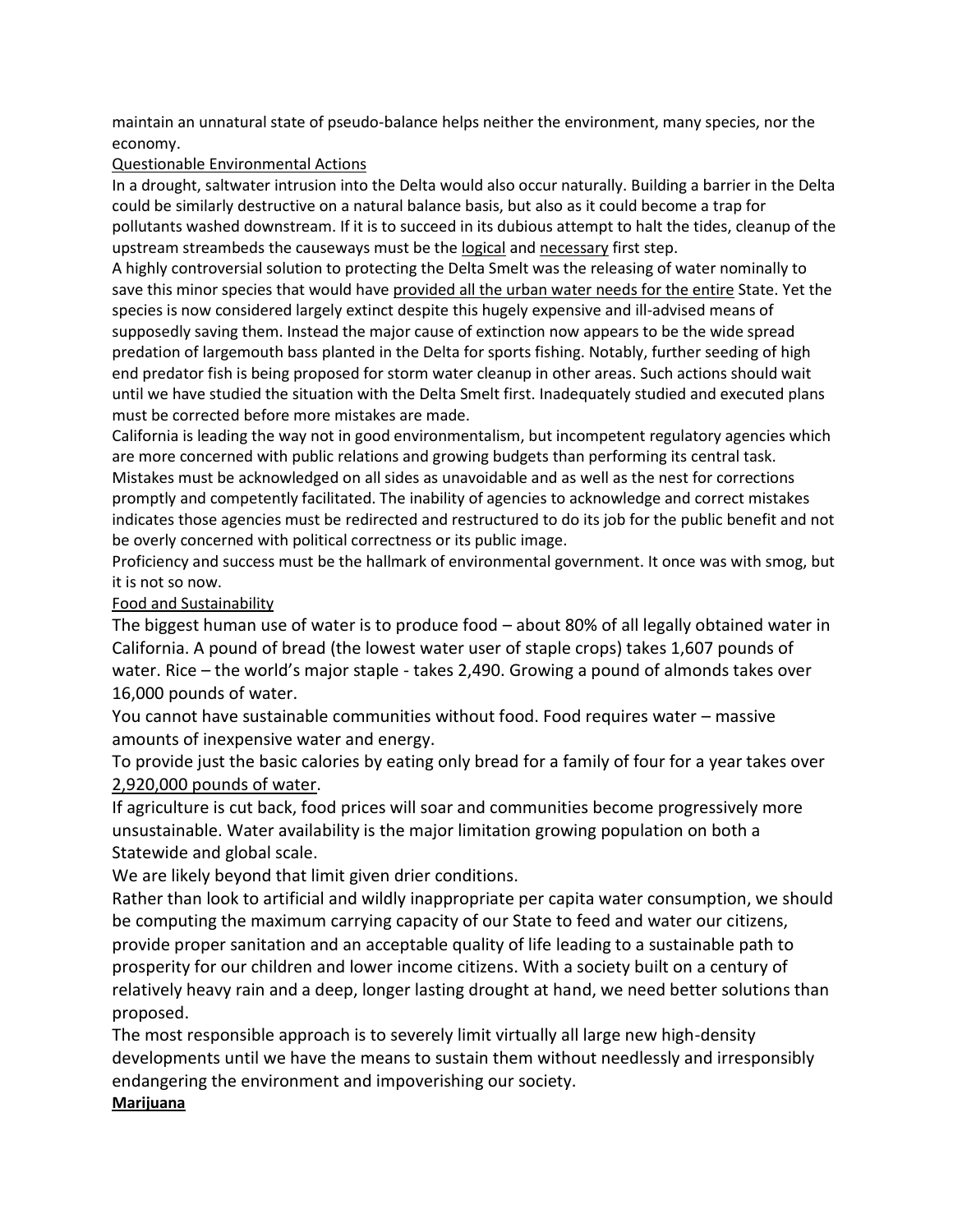maintain an unnatural state of pseudo-balance helps neither the environment, many species, nor the economy.

## Questionable Environmental Actions

In a drought, saltwater intrusion into the Delta would also occur naturally. Building a barrier in the Delta could be similarly destructive on a natural balance basis, but also as it could become a trap for pollutants washed downstream. If it is to succeed in its dubious attempt to halt the tides, cleanup of the upstream streambeds the causeways must be the logical and necessary first step.

A highly controversial solution to protecting the Delta Smelt was the releasing of water nominally to save this minor species that would have provided all the urban water needs for the entire State. Yet the species is now considered largely extinct despite this hugely expensive and ill-advised means of supposedly saving them. Instead the major cause of extinction now appears to be the wide spread predation of largemouth bass planted in the Delta for sports fishing. Notably, further seeding of high end predator fish is being proposed for storm water cleanup in other areas. Such actions should wait until we have studied the situation with the Delta Smelt first. Inadequately studied and executed plans must be corrected before more mistakes are made.

California is leading the way not in good environmentalism, but incompetent regulatory agencies which are more concerned with public relations and growing budgets than performing its central task. Mistakes must be acknowledged on all sides as unavoidable and as well as the nest for corrections promptly and competently facilitated. The inability of agencies to acknowledge and correct mistakes indicates those agencies must be redirected and restructured to do its job for the public benefit and not be overly concerned with political correctness or its public image.

Proficiency and success must be the hallmark of environmental government. It once was with smog, but it is not so now.

## Food and Sustainability

The biggest human use of water is to produce food – about 80% of all legally obtained water in California. A pound of bread (the lowest water user of staple crops) takes 1,607 pounds of water. Rice – the world's major staple - takes 2,490. Growing a pound of almonds takes over 16,000 pounds of water.

You cannot have sustainable communities without food. Food requires water – massive amounts of inexpensive water and energy.

To provide just the basic calories by eating only bread for a family of four for a year takes over 2,920,000 pounds of water.

If agriculture is cut back, food prices will soar and communities become progressively more unsustainable. Water availability is the major limitation growing population on both a Statewide and global scale.

We are likely beyond that limit given drier conditions.

Rather than look to artificial and wildly inappropriate per capita water consumption, we should be computing the maximum carrying capacity of our State to feed and water our citizens, provide proper sanitation and an acceptable quality of life leading to a sustainable path to prosperity for our children and lower income citizens. With a society built on a century of relatively heavy rain and a deep, longer lasting drought at hand, we need better solutions than proposed.

The most responsible approach is to severely limit virtually all large new high-density developments until we have the means to sustain them without needlessly and irresponsibly endangering the environment and impoverishing our society.

## **Marijuana**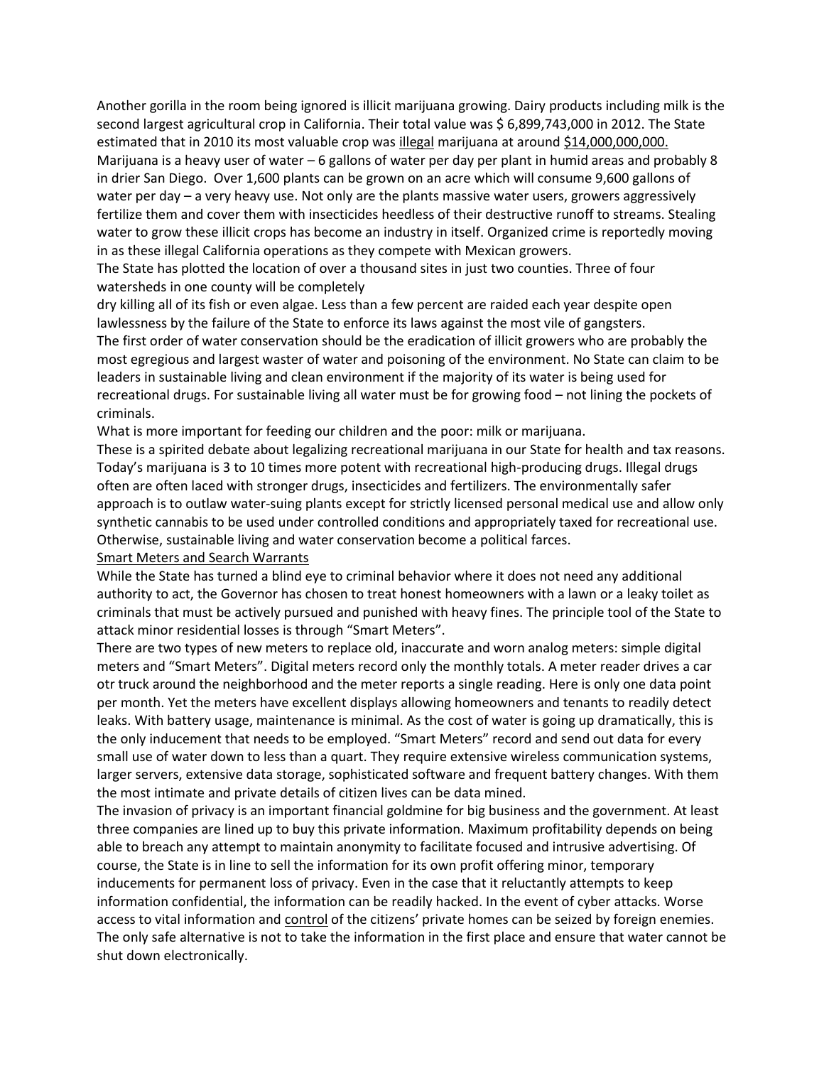Another gorilla in the room being ignored is illicit marijuana growing. Dairy products including milk is the second largest agricultural crop in California. Their total value was $ 6,899,743,000 in 2012. The State estimated that in 2010 its most valuable crop was illegal marijuana at around $14,000,000,000. Marijuana is a heavy user of water – 6 gallons of water per day per plant in humid areas and probably 8 in drier San Diego. Over 1,600 plants can be grown on an acre which will consume 9,600 gallons of water per day – a very heavy use. Not only are the plants massive water users, growers aggressively fertilize them and cover them with insecticides heedless of their destructive runoff to streams. Stealing water to grow these illicit crops has become an industry in itself. Organized crime is reportedly moving in as these illegal California operations as they compete with Mexican growers.

The State has plotted the location of over a thousand sites in just two counties. Three of four watersheds in one county will be completely dry killing all of its fish or even algae. Less than a few percent are raided each year despite open lawlessness by the failure of the State to enforce its laws against the most vile of gangsters.

The first order of water conservation should be the eradication of illicit growers who are probably the most egregious and largest waster of water and poisoning of the environment. No State can claim to be leaders in sustainable living and clean environment if the majority of its water is being used for recreational drugs. For sustainable living all water must be for growing food – not lining the pockets of criminals.

What is more important for feeding our children and the poor: milk or marijuana.

These is a spirited debate about legalizing recreational marijuana in our State for health and tax reasons. Today's marijuana is 3 to 10 times more potent with recreational high-producing drugs. Illegal drugs often are often laced with stronger drugs, insecticides and fertilizers. The environmentally safer approach is to outlaw water-suing plants except for strictly licensed personal medical use and allow only synthetic cannabis to be used under controlled conditions and appropriately taxed for recreational use. Otherwise, sustainable living and water conservation become a political farces.

## Smart Meters and Search Warrants

While the State has turned a blind eye to criminal behavior where it does not need any additional authority to act, the Governor has chosen to treat honest homeowners with a lawn or a leaky toilet as criminals that must be actively pursued and punished with heavy fines. The principle tool of the State to attack minor residential losses is through "Smart Meters".

There are two types of new meters to replace old, inaccurate and worn analog meters: simple digital meters and "Smart Meters". Digital meters record only the monthly totals. A meter reader drives a car otr truck around the neighborhood and the meter reports a single reading. Here is only one data point per month. Yet the meters have excellent displays allowing homeowners and tenants to readily detect leaks. With battery usage, maintenance is minimal. As the cost of water is going up dramatically, this is the only inducement that needs to be employed. "Smart Meters" record and send out data for every small use of water down to less than a quart. They require extensive wireless communication systems, larger servers, extensive data storage, sophisticated software and frequent battery changes. With them the most intimate and private details of citizen lives can be data mined.

The invasion of privacy is an important financial goldmine for big business and the government. At least three companies are lined up to buy this private information. Maximum profitability depends on being able to breach any attempt to maintain anonymity to facilitate focused and intrusive advertising. Of course, the State is in line to sell the information for its own profit offering minor, temporary inducements for permanent loss of privacy. Even in the case that it reluctantly attempts to keep information confidential, the information can be readily hacked. In the event of cyber attacks. Worse access to vital information and control of the citizens' private homes can be seized by foreign enemies. The only safe alternative is not to take the information in the first place and ensure that water cannot be shut down electronically.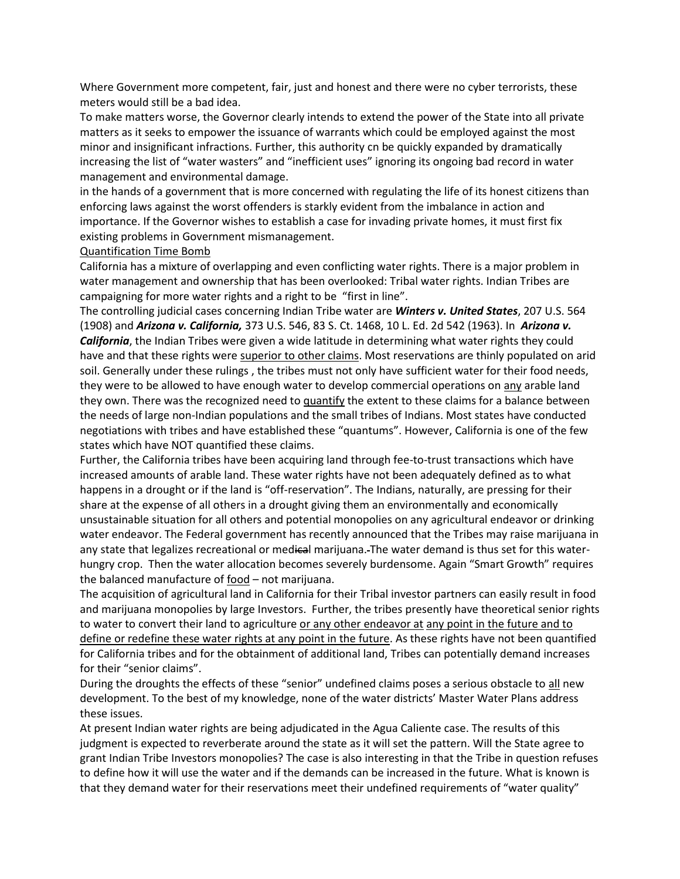Where Government more competent, fair, just and honest and there were no cyber terrorists, these meters would still be a bad idea.

To make matters worse, the Governor clearly intends to extend the power of the State into all private matters as it seeks to empower the issuance of warrants which could be employed against the most minor and insignificant infractions. Further, this authority cn be quickly expanded by dramatically increasing the list of "water wasters" and "inefficient uses" ignoring its ongoing bad record in water management and environmental damage.

in the hands of a government that is more concerned with regulating the life of its honest citizens than enforcing laws against the worst offenders is starkly evident from the imbalance in action and importance. If the Governor wishes to establish a case for invading private homes, it must first fix existing problems in Government mismanagement.

<u>Quantification Time Bomb</u>

California has a mixture of overlapping and even conflicting water rights. There is a major problem in water management and ownership that has been overlooked: Tribal water rights. Indian Tribes are campaigning for more water rights and a right to be "first in line".

The controlling judicial cases concerning Indian Tribe water are ***Winters v. United States***, 207 U.S. 564 (1908) and ***Arizona v. California,*** 373 U.S. 546, 83 S. Ct. 1468, 10 L. Ed. 2d 542 (1963). In ***Arizona v. California***, the Indian Tribes were given a wide latitude in determining what water rights they could have and that these rights were <u>superior to other claims</u>. Most reservations are thinly populated on arid soil. Generally under these rulings , the tribes must not only have sufficient water for their food needs, they were to be allowed to have enough water to develop commercial operations on <u>any</u> arable land they own. There was the recognized need to <u>quantify</u> the extent to these claims for a balance between the needs of large non-Indian populations and the small tribes of Indians. Most states have conducted negotiations with tribes and have established these "quantums". However, California is one of the few states which have NOT quantified these claims.

Further, the California tribes have been acquiring land through fee-to-trust transactions which have increased amounts of arable land. These water rights have not been adequately defined as to what happens in a drought or if the land is "off-reservation". The Indians, naturally, are pressing for their share at the expense of all others in a drought giving them an environmentally and economically unsustainable situation for all others and potential monopolies on any agricultural endeavor or drinking water endeavor. The Federal government has recently announced that the Tribes may raise marijuana in any state that legalizes recreational or med~~ica~~l marijuana.~~.~~The water demand is thus set for this water-hungry crop. Then the water allocation becomes severely burdensome. Again "Smart Growth" requires the balanced manufacture of <u>food</u> – not marijuana.

The acquisition of agricultural land in California for their Tribal investor partners can easily result in food and marijuana monopolies by large Investors. Further, the tribes presently have theoretical senior rights to water to convert their land to agriculture <u>or any other endeavor at</u> <u>any point in the future and to define or redefine these water rights at any point in the future</u>. As these rights have not been quantified for California tribes and for the obtainment of additional land, Tribes can potentially demand increases for their "senior claims".

During the droughts the effects of these "senior" undefined claims poses a serious obstacle to <u>all</u> new development. To the best of my knowledge, none of the water districts' Master Water Plans address these issues.

At present Indian water rights are being adjudicated in the Agua Caliente case. The results of this judgment is expected to reverberate around the state as it will set the pattern. Will the State agree to grant Indian Tribe Investors monopolies? The case is also interesting in that the Tribe in question refuses to define how it will use the water and if the demands can be increased in the future. What is known is that they demand water for their reservations meet their undefined requirements of "water quality"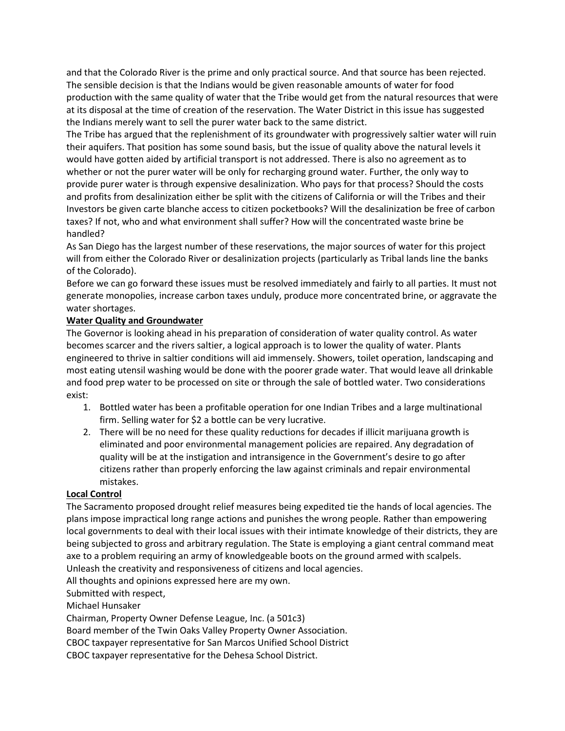and that the Colorado River is the prime and only practical source. And that source has been rejected. The sensible decision is that the Indians would be given reasonable amounts of water for food production with the same quality of water that the Tribe would get from the natural resources that were at its disposal at the time of creation of the reservation. The Water District in this issue has suggested the Indians merely want to sell the purer water back to the same district.

The Tribe has argued that the replenishment of its groundwater with progressively saltier water will ruin their aquifers. That position has some sound basis, but the issue of quality above the natural levels it would have gotten aided by artificial transport is not addressed. There is also no agreement as to whether or not the purer water will be only for recharging ground water. Further, the only way to provide purer water is through expensive desalinization. Who pays for that process? Should the costs and profits from desalinization either be split with the citizens of California or will the Tribes and their Investors be given carte blanche access to citizen pocketbooks? Will the desalinization be free of carbon taxes? If not, who and what environment shall suffer? How will the concentrated waste brine be handled?

As San Diego has the largest number of these reservations, the major sources of water for this project will from either the Colorado River or desalinization projects (particularly as Tribal lands line the banks of the Colorado).

Before we can go forward these issues must be resolved immediately and fairly to all parties. It must not generate monopolies, increase carbon taxes unduly, produce more concentrated brine, or aggravate the water shortages.

**Water Quality and Groundwater**

The Governor is looking ahead in his preparation of consideration of water quality control. As water becomes scarcer and the rivers saltier, a logical approach is to lower the quality of water. Plants engineered to thrive in saltier conditions will aid immensely. Showers, toilet operation, landscaping and most eating utensil washing would be done with the poorer grade water. That would leave all drinkable and food prep water to be processed on site or through the sale of bottled water. Two considerations exist:

1. Bottled water has been a profitable operation for one Indian Tribes and a large multinational firm. Selling water for $2 a bottle can be very lucrative.
2. There will be no need for these quality reductions for decades if illicit marijuana growth is eliminated and poor environmental management policies are repaired. Any degradation of quality will be at the instigation and intransigence in the Government's desire to go after citizens rather than properly enforcing the law against criminals and repair environmental mistakes.

**Local Control**

The Sacramento proposed drought relief measures being expedited tie the hands of local agencies. The plans impose impractical long range actions and punishes the wrong people. Rather than empowering local governments to deal with their local issues with their intimate knowledge of their districts, they are being subjected to gross and arbitrary regulation. The State is employing a giant central command meat axe to a problem requiring an army of knowledgeable boots on the ground armed with scalpels. Unleash the creativity and responsiveness of citizens and local agencies.

All thoughts and opinions expressed here are my own.

Submitted with respect,

Michael Hunsaker

Chairman, Property Owner Defense League, Inc. (a 501c3)

Board member of the Twin Oaks Valley Property Owner Association.

CBOC taxpayer representative for San Marcos Unified School District

CBOC taxpayer representative for the Dehesa School District.